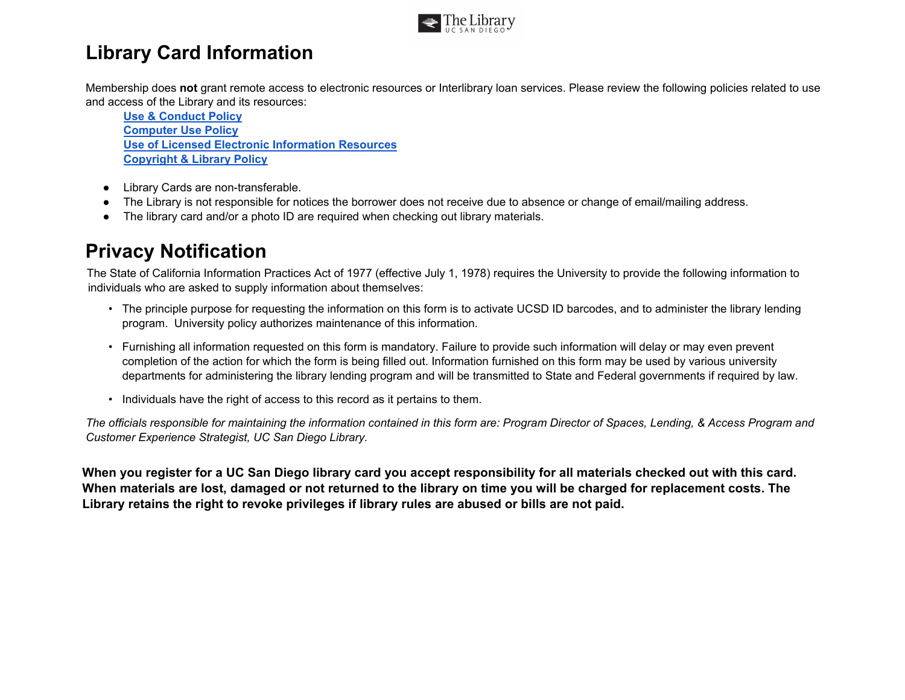# Library Card Information

Membership does **not** grant remote access to electronic resources or Interlibrary loan services. Please review the following policies related to use and access of the Library and its resources:

- **Use & Conduct Policy**
- **Computer Use Policy**
- **Use of Licensed Electronic Information Resources**
- **Copyright & Library Policy**

- Library Cards are non-transferable.
- The Library is not responsible for notices the borrower does not receive due to absence or change of email/mailing address.
- The library card and/or a photo ID are required when checking out library materials.

# Privacy Notification

The State of California Information Practices Act of 1977 (effective July 1, 1978) requires the University to provide the following information to individuals who are asked to supply information about themselves:

- The principle purpose for requesting the information on this form is to activate UCSD ID barcodes, and to administer the library lending program. University policy authorizes maintenance of this information.
- Furnishing all information requested on this form is mandatory. Failure to provide such information will delay or may even prevent completion of the action for which the form is being filled out. Information furnished on this form may be used by various university departments for administering the library lending program and will be transmitted to State and Federal governments if required by law.
- Individuals have the right of access to this record as it pertains to them.

*The officials responsible for maintaining the information contained in this form are: Program Director of Spaces, Lending, & Access Program and Customer Experience Strategist, UC San Diego Library.*

**When you register for a UC San Diego library card you accept responsibility for all materials checked out with this card. When materials are lost, damaged or not returned to the library on time you will be charged for replacement costs. The Library retains the right to revoke privileges if library rules are abused or bills are not paid.**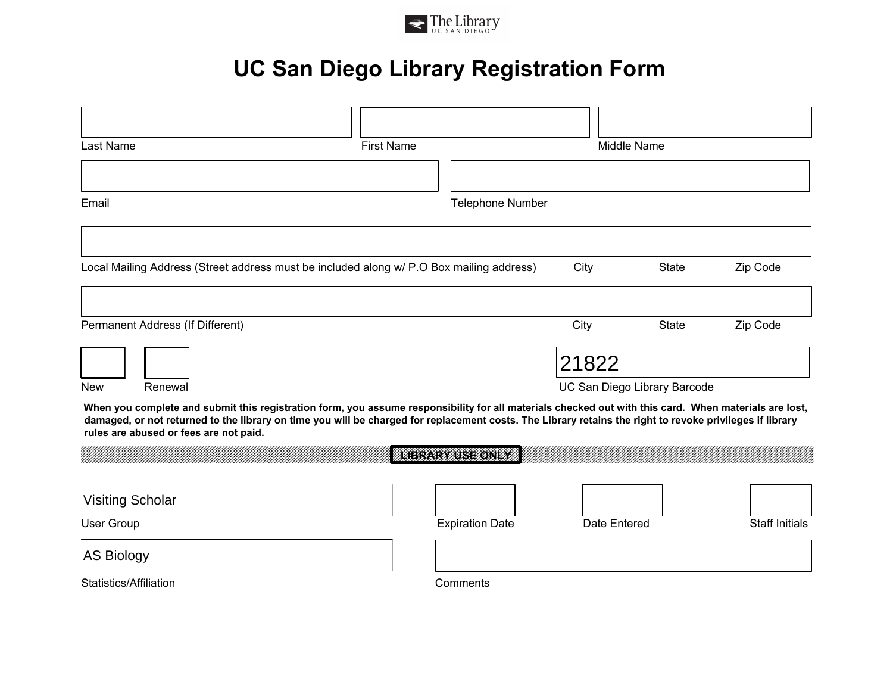The Library UC SAN DIEGO

# UC San Diego Library Registration Form

Last Name

First Name

Middle Name

Email

Telephone Number

Local Mailing Address (Street address must be included along w/ P.O Box mailing address) City State Zip Code

Permanent Address (If Different) City State Zip Code

New

Renewal

21822

UC San Diego Library Barcode

**When you complete and submit this registration form, you assume responsibility for all materials checked out with this card. When materials are lost, damaged, or not returned to the library on time you will be charged for replacement costs. The Library retains the right to revoke privileges if library rules are abused or fees are not paid.**

**LIBRARY USE ONLY**

Visiting Scholar

User Group

Expiration Date

Date Entered

Staff Initials

AS Biology

Statistics/Affiliation

Comments